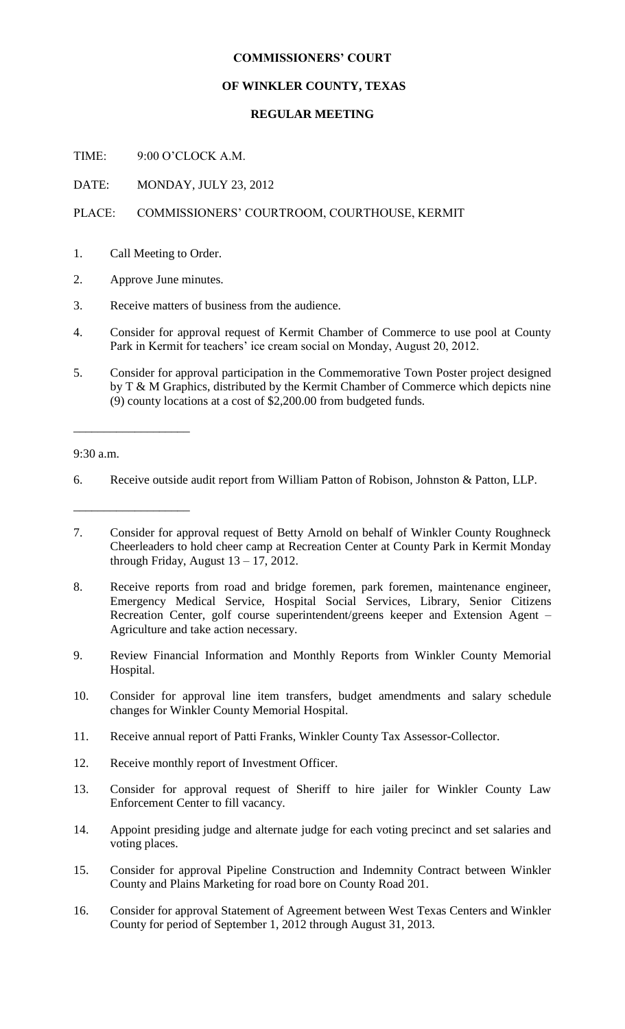**COMMISSIONERS' COURT**

**OF WINKLER COUNTY, TEXAS**

**REGULAR MEETING**

TIME: 9:00 O'CLOCK A.M.

DATE: MONDAY, JULY 23, 2012

PLACE: COMMISSIONERS' COURTROOM, COURTHOUSE, KERMIT

1. Call Meeting to Order.
2. Approve June minutes.
3. Receive matters of business from the audience.
4. Consider for approval request of Kermit Chamber of Commerce to use pool at County Park in Kermit for teachers' ice cream social on Monday, August 20, 2012.
5. Consider for approval participation in the Commemorative Town Poster project designed by T & M Graphics, distributed by the Kermit Chamber of Commerce which depicts nine (9) county locations at a cost of $2,200.00 from budgeted funds.

___________________

9:30 a.m.

6. Receive outside audit report from William Patton of Robison, Johnston & Patton, LLP.

___________________

7. Consider for approval request of Betty Arnold on behalf of Winkler County Roughneck Cheerleaders to hold cheer camp at Recreation Center at County Park in Kermit Monday through Friday, August 13 – 17, 2012.
8. Receive reports from road and bridge foremen, park foremen, maintenance engineer, Emergency Medical Service, Hospital Social Services, Library, Senior Citizens Recreation Center, golf course superintendent/greens keeper and Extension Agent – Agriculture and take action necessary.
9. Review Financial Information and Monthly Reports from Winkler County Memorial Hospital.
10. Consider for approval line item transfers, budget amendments and salary schedule changes for Winkler County Memorial Hospital.
11. Receive annual report of Patti Franks, Winkler County Tax Assessor-Collector.
12. Receive monthly report of Investment Officer.
13. Consider for approval request of Sheriff to hire jailer for Winkler County Law Enforcement Center to fill vacancy.
14. Appoint presiding judge and alternate judge for each voting precinct and set salaries and voting places.
15. Consider for approval Pipeline Construction and Indemnity Contract between Winkler County and Plains Marketing for road bore on County Road 201.
16. Consider for approval Statement of Agreement between West Texas Centers and Winkler County for period of September 1, 2012 through August 31, 2013.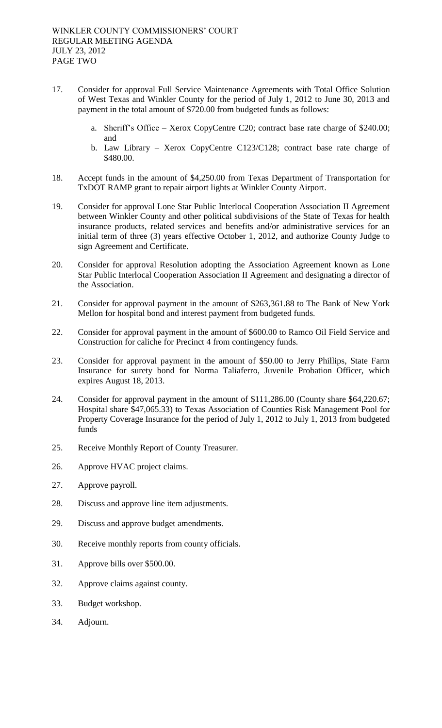17. Consider for approval Full Service Maintenance Agreements with Total Office Solution of West Texas and Winkler County for the period of July 1, 2012 to June 30, 2013 and payment in the total amount of $720.00 from budgeted funds as follows:

    a. Sheriff's Office – Xerox CopyCentre C20; contract base rate charge of $240.00; and
    b. Law Library – Xerox CopyCentre C123/C128; contract base rate charge of $480.00.

18. Accept funds in the amount of $4,250.00 from Texas Department of Transportation for TxDOT RAMP grant to repair airport lights at Winkler County Airport.

19. Consider for approval Lone Star Public Interlocal Cooperation Association II Agreement between Winkler County and other political subdivisions of the State of Texas for health insurance products, related services and benefits and/or administrative services for an initial term of three (3) years effective October 1, 2012, and authorize County Judge to sign Agreement and Certificate.

20. Consider for approval Resolution adopting the Association Agreement known as Lone Star Public Interlocal Cooperation Association II Agreement and designating a director of the Association.

21. Consider for approval payment in the amount of $263,361.88 to The Bank of New York Mellon for hospital bond and interest payment from budgeted funds.

22. Consider for approval payment in the amount of $600.00 to Ramco Oil Field Service and Construction for caliche for Precinct 4 from contingency funds.

23. Consider for approval payment in the amount of $50.00 to Jerry Phillips, State Farm Insurance for surety bond for Norma Taliaferro, Juvenile Probation Officer, which expires August 18, 2013.

24. Consider for approval payment in the amount of $111,286.00 (County share $64,220.67; Hospital share $47,065.33) to Texas Association of Counties Risk Management Pool for Property Coverage Insurance for the period of July 1, 2012 to July 1, 2013 from budgeted funds

25. Receive Monthly Report of County Treasurer.

26. Approve HVAC project claims.

27. Approve payroll.

28. Discuss and approve line item adjustments.

29. Discuss and approve budget amendments.

30. Receive monthly reports from county officials.

31. Approve bills over $500.00.

32. Approve claims against county.

33. Budget workshop.

34. Adjourn.